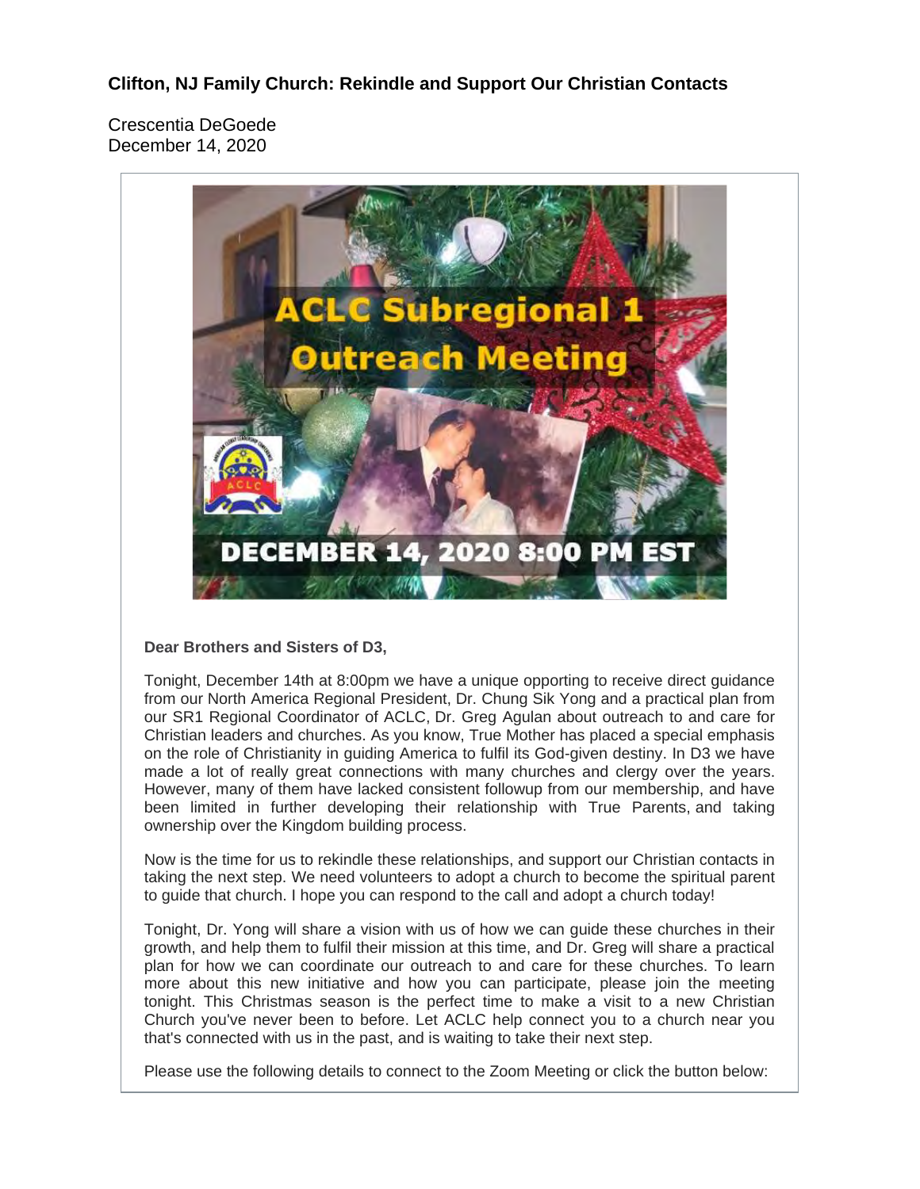# Clifton, NJ Family Church: Rekindle and Support Our Christian Contacts

Crescentia DeGoede
December 14, 2020

**Dear Brothers and Sisters of D3,**

Tonight, December 14th at 8:00pm we have a unique opporting to receive direct guidance from our North America Regional President, Dr. Chung Sik Yong and a practical plan from our SR1 Regional Coordinator of ACLC, Dr. Greg Agulan about outreach to and care for Christian leaders and churches. As you know, True Mother has placed a special emphasis on the role of Christianity in guiding America to fulfil its God-given destiny. In D3 we have made a lot of really great connections with many churches and clergy over the years. However, many of them have lacked consistent followup from our membership, and have been limited in further developing their relationship with True Parents, and taking ownership over the Kingdom building process.

Now is the time for us to rekindle these relationships, and support our Christian contacts in taking the next step. We need volunteers to adopt a church to become the spiritual parent to guide that church. I hope you can respond to the call and adopt a church today!

Tonight, Dr. Yong will share a vision with us of how we can guide these churches in their growth, and help them to fulfil their mission at this time, and Dr. Greg will share a practical plan for how we can coordinate our outreach to and care for these churches. To learn more about this new initiative and how you can participate, please join the meeting tonight. This Christmas season is the perfect time to make a visit to a new Christian Church you've never been to before. Let ACLC help connect you to a church near you that's connected with us in the past, and is waiting to take their next step.

Please use the following details to connect to the Zoom Meeting or click the button below: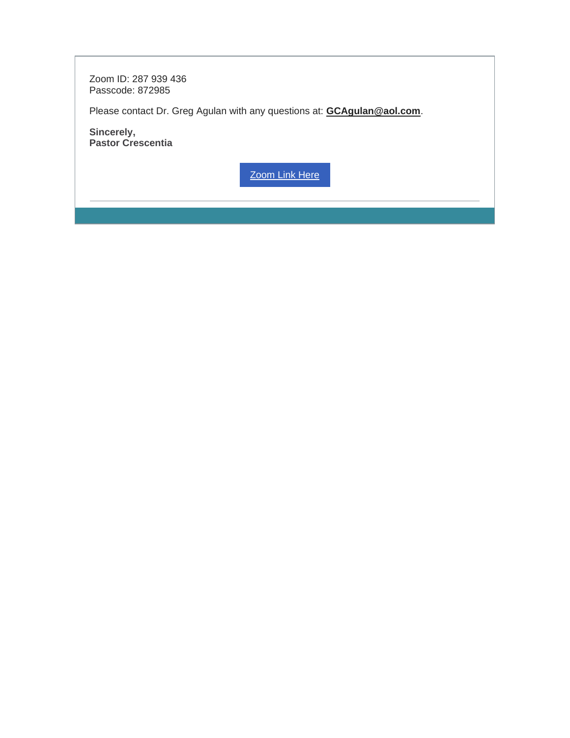Zoom ID: 287 939 436
Passcode: 872985

Please contact Dr. Greg Agulan with any questions at: **GCAgulan@aol.com**.

**Sincerely,**
**Pastor Crescentia**

Zoom Link Here

---